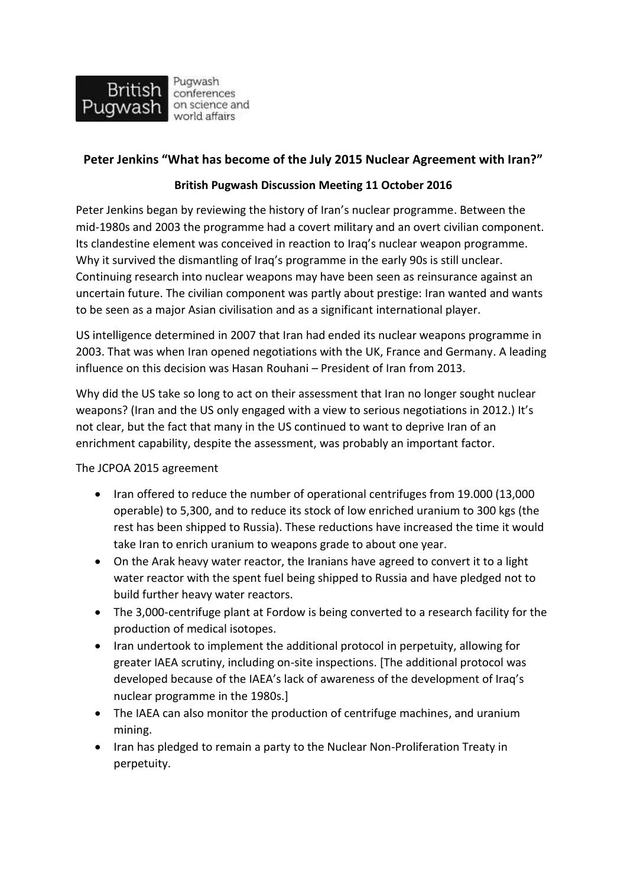British Pugwash — Pugwash conferences on science and world affairs

**Peter Jenkins "What has become of the July 2015 Nuclear Agreement with Iran?"**

**British Pugwash Discussion Meeting 11 October 2016**

Peter Jenkins began by reviewing the history of Iran's nuclear programme. Between the mid-1980s and 2003 the programme had a covert military and an overt civilian component. Its clandestine element was conceived in reaction to Iraq's nuclear weapon programme. Why it survived the dismantling of Iraq's programme in the early 90s is still unclear. Continuing research into nuclear weapons may have been seen as reinsurance against an uncertain future. The civilian component was partly about prestige: Iran wanted and wants to be seen as a major Asian civilisation and as a significant international player.

US intelligence determined in 2007 that Iran had ended its nuclear weapons programme in 2003. That was when Iran opened negotiations with the UK, France and Germany. A leading influence on this decision was Hasan Rouhani – President of Iran from 2013.

Why did the US take so long to act on their assessment that Iran no longer sought nuclear weapons? (Iran and the US only engaged with a view to serious negotiations in 2012.) It's not clear, but the fact that many in the US continued to want to deprive Iran of an enrichment capability, despite the assessment, was probably an important factor.

The JCPOA 2015 agreement

- Iran offered to reduce the number of operational centrifuges from 19.000 (13,000 operable) to 5,300, and to reduce its stock of low enriched uranium to 300 kgs (the rest has been shipped to Russia). These reductions have increased the time it would take Iran to enrich uranium to weapons grade to about one year.
- On the Arak heavy water reactor, the Iranians have agreed to convert it to a light water reactor with the spent fuel being shipped to Russia and have pledged not to build further heavy water reactors.
- The 3,000-centrifuge plant at Fordow is being converted to a research facility for the production of medical isotopes.
- Iran undertook to implement the additional protocol in perpetuity, allowing for greater IAEA scrutiny, including on-site inspections. [The additional protocol was developed because of the IAEA's lack of awareness of the development of Iraq's nuclear programme in the 1980s.]
- The IAEA can also monitor the production of centrifuge machines, and uranium mining.
- Iran has pledged to remain a party to the Nuclear Non-Proliferation Treaty in perpetuity.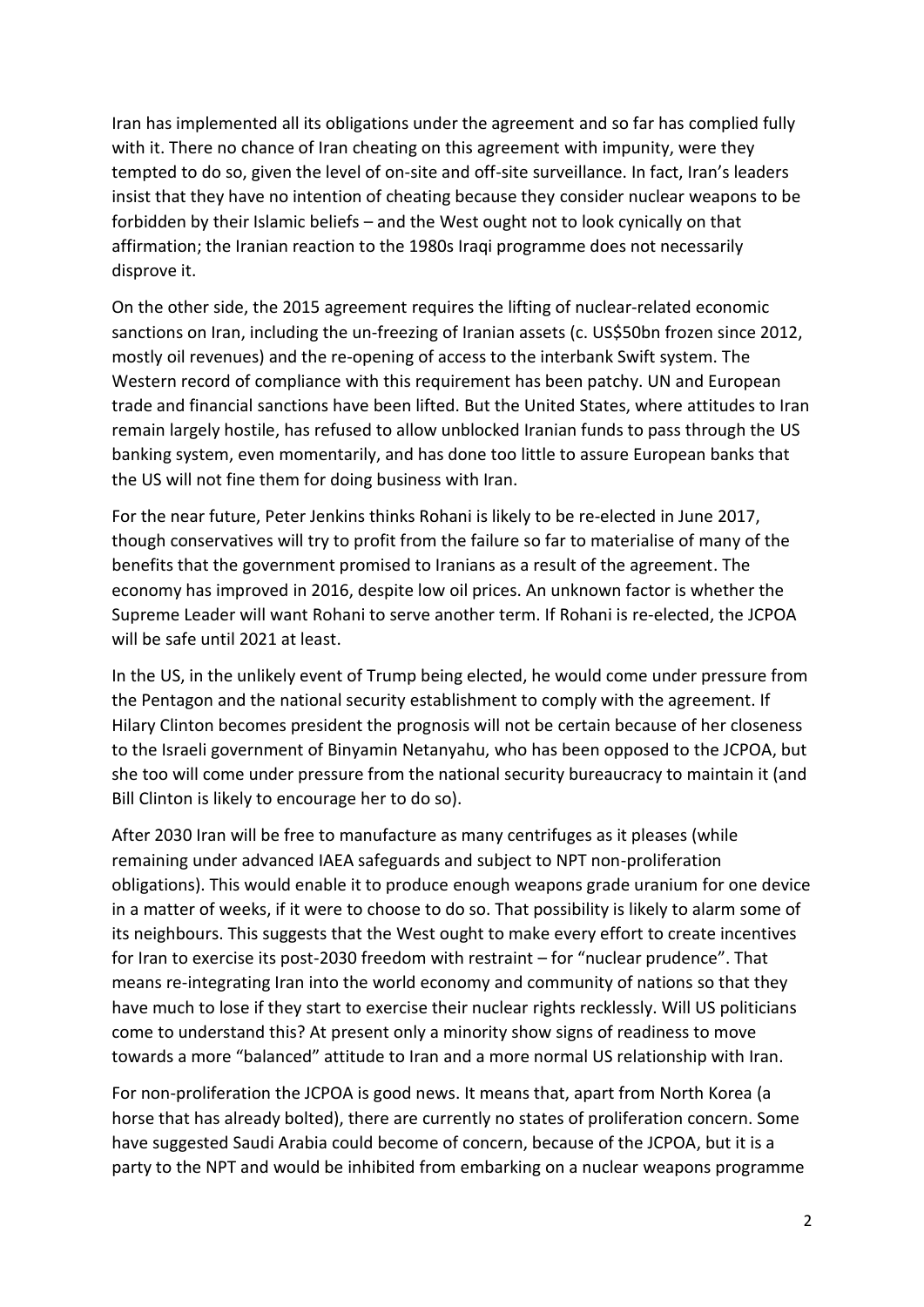Iran has implemented all its obligations under the agreement and so far has complied fully with it. There no chance of Iran cheating on this agreement with impunity, were they tempted to do so, given the level of on-site and off-site surveillance. In fact, Iran's leaders insist that they have no intention of cheating because they consider nuclear weapons to be forbidden by their Islamic beliefs – and the West ought not to look cynically on that affirmation; the Iranian reaction to the 1980s Iraqi programme does not necessarily disprove it.

On the other side, the 2015 agreement requires the lifting of nuclear-related economic sanctions on Iran, including the un-freezing of Iranian assets (c. US$50bn frozen since 2012, mostly oil revenues) and the re-opening of access to the interbank Swift system. The Western record of compliance with this requirement has been patchy. UN and European trade and financial sanctions have been lifted. But the United States, where attitudes to Iran remain largely hostile, has refused to allow unblocked Iranian funds to pass through the US banking system, even momentarily, and has done too little to assure European banks that the US will not fine them for doing business with Iran.

For the near future, Peter Jenkins thinks Rohani is likely to be re-elected in June 2017, though conservatives will try to profit from the failure so far to materialise of many of the benefits that the government promised to Iranians as a result of the agreement. The economy has improved in 2016, despite low oil prices. An unknown factor is whether the Supreme Leader will want Rohani to serve another term. If Rohani is re-elected, the JCPOA will be safe until 2021 at least.

In the US, in the unlikely event of Trump being elected, he would come under pressure from the Pentagon and the national security establishment to comply with the agreement. If Hilary Clinton becomes president the prognosis will not be certain because of her closeness to the Israeli government of Binyamin Netanyahu, who has been opposed to the JCPOA, but she too will come under pressure from the national security bureaucracy to maintain it (and Bill Clinton is likely to encourage her to do so).

After 2030 Iran will be free to manufacture as many centrifuges as it pleases (while remaining under advanced IAEA safeguards and subject to NPT non-proliferation obligations). This would enable it to produce enough weapons grade uranium for one device in a matter of weeks, if it were to choose to do so. That possibility is likely to alarm some of its neighbours. This suggests that the West ought to make every effort to create incentives for Iran to exercise its post-2030 freedom with restraint – for "nuclear prudence". That means re-integrating Iran into the world economy and community of nations so that they have much to lose if they start to exercise their nuclear rights recklessly. Will US politicians come to understand this? At present only a minority show signs of readiness to move towards a more "balanced" attitude to Iran and a more normal US relationship with Iran.

For non-proliferation the JCPOA is good news. It means that, apart from North Korea (a horse that has already bolted), there are currently no states of proliferation concern. Some have suggested Saudi Arabia could become of concern, because of the JCPOA, but it is a party to the NPT and would be inhibited from embarking on a nuclear weapons programme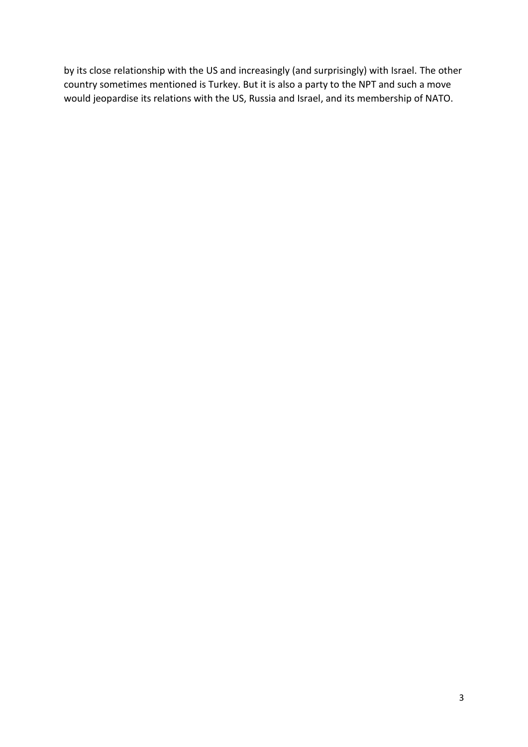by its close relationship with the US and increasingly (and surprisingly) with Israel. The other country sometimes mentioned is Turkey. But it is also a party to the NPT and such a move would jeopardise its relations with the US, Russia and Israel, and its membership of NATO.